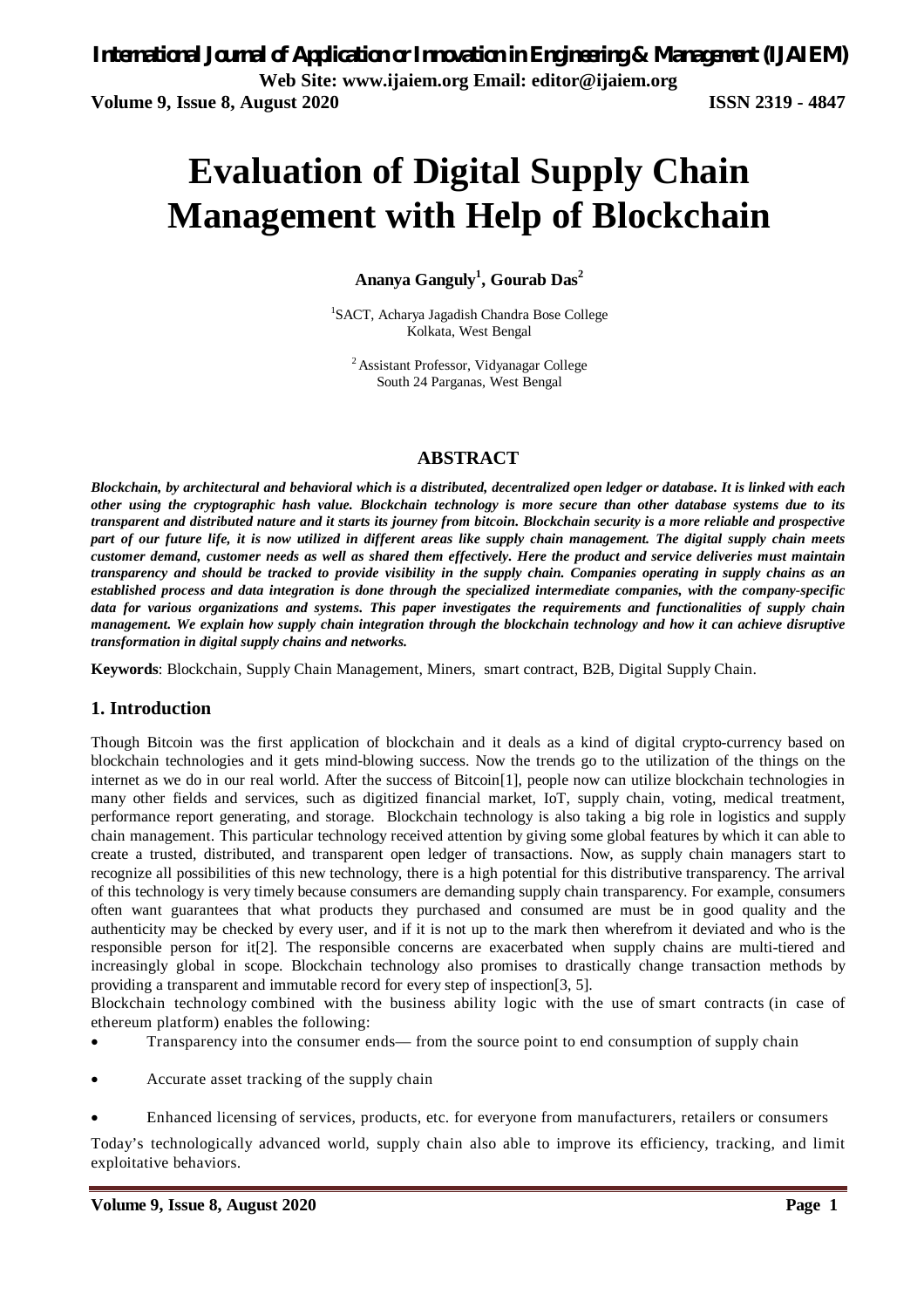# Evaluation of Digital Supply Chain Management with Help of Blockchain

**Ananya Ganguly[1], Gourab Das[2]**

[1]SACT, Acharya Jagadish Chandra Bose College
Kolkata, West Bengal

[2] Assistant Professor, Vidyanagar College
South 24 Parganas, West Bengal

## ABSTRACT

***Blockchain, by architectural and behavioral which is a distributed, decentralized open ledger or database. It is linked with each other using the cryptographic hash value. Blockchain technology is more secure than other database systems due to its transparent and distributed nature and it starts its journey from bitcoin. Blockchain security is a more reliable and prospective part of our future life, it is now utilized in different areas like supply chain management. The digital supply chain meets customer demand, customer needs as well as shared them effectively. Here the product and service deliveries must maintain transparency and should be tracked to provide visibility in the supply chain. Companies operating in supply chains as an established process and data integration is done through the specialized intermediate companies, with the company-specific data for various organizations and systems. This paper investigates the requirements and functionalities of supply chain management. We explain how supply chain integration through the blockchain technology and how it can achieve disruptive transformation in digital supply chains and networks.***

**Keywords**: Blockchain, Supply Chain Management, Miners, smart contract, B2B, Digital Supply Chain.

## 1. Introduction

Though Bitcoin was the first application of blockchain and it deals as a kind of digital crypto-currency based on blockchain technologies and it gets mind-blowing success. Now the trends go to the utilization of the things on the internet as we do in our real world. After the success of Bitcoin[1], people now can utilize blockchain technologies in many other fields and services, such as digitized financial market, IoT, supply chain, voting, medical treatment, performance report generating, and storage. Blockchain technology is also taking a big role in logistics and supply chain management. This particular technology received attention by giving some global features by which it can able to create a trusted, distributed, and transparent open ledger of transactions. Now, as supply chain managers start to recognize all possibilities of this new technology, there is a high potential for this distributive transparency. The arrival of this technology is very timely because consumers are demanding supply chain transparency. For example, consumers often want guarantees that what products they purchased and consumed are must be in good quality and the authenticity may be checked by every user, and if it is not up to the mark then wherefrom it deviated and who is the responsible person for it[2]. The responsible concerns are exacerbated when supply chains are multi-tiered and increasingly global in scope. Blockchain technology also promises to drastically change transaction methods by providing a transparent and immutable record for every step of inspection[3, 5].

Blockchain technology combined with the business ability logic with the use of smart contracts (in case of ethereum platform) enables the following:

- Transparency into the consumer ends— from the source point to end consumption of supply chain
- Accurate asset tracking of the supply chain
- Enhanced licensing of services, products, etc. for everyone from manufacturers, retailers or consumers

Today's technologically advanced world, supply chain also able to improve its efficiency, tracking, and limit exploitative behaviors.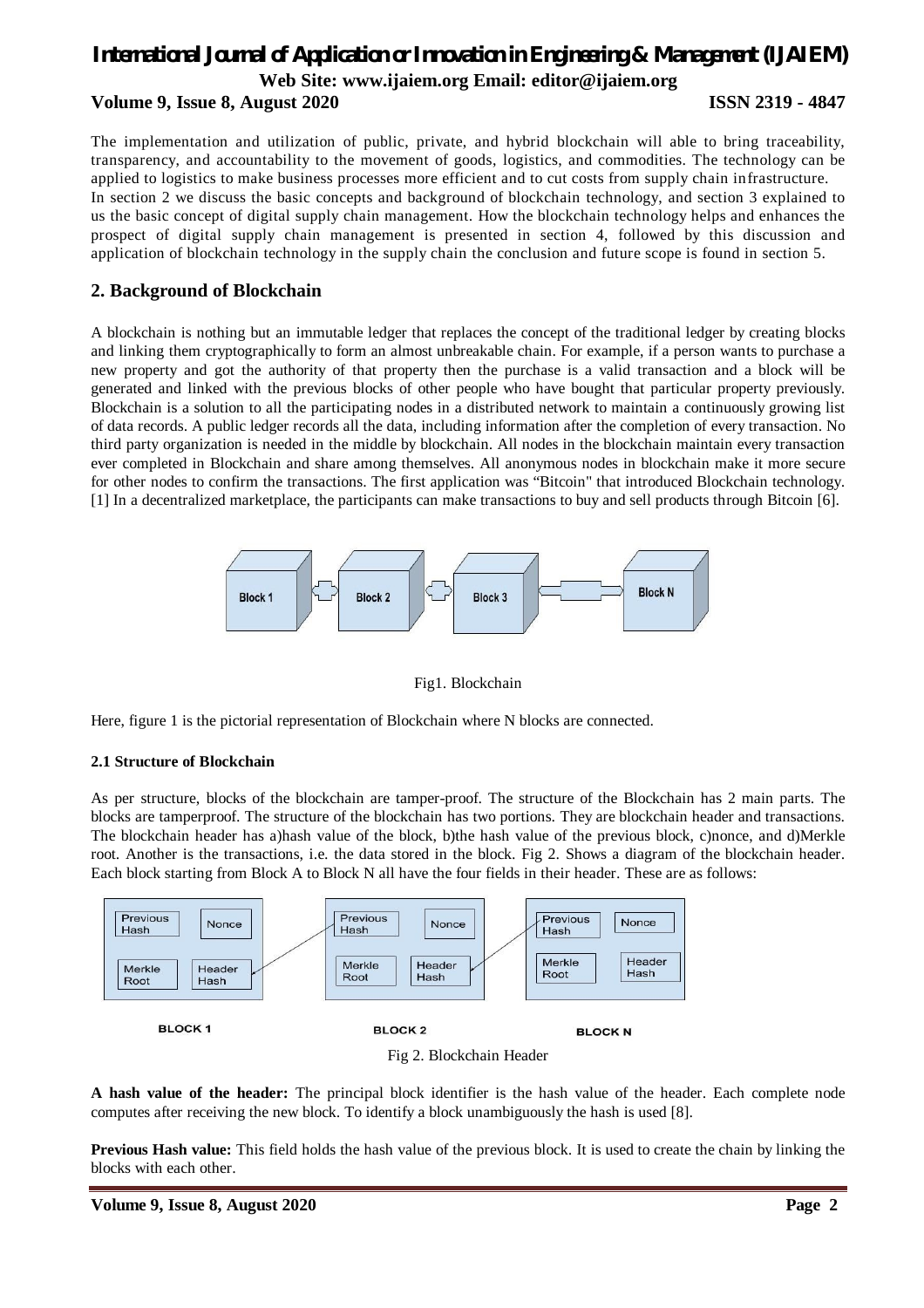The implementation and utilization of public, private, and hybrid blockchain will able to bring traceability, transparency, and accountability to the movement of goods, logistics, and commodities. The technology can be applied to logistics to make business processes more efficient and to cut costs from supply chain infrastructure.
In section 2 we discuss the basic concepts and background of blockchain technology, and section 3 explained to us the basic concept of digital supply chain management. How the blockchain technology helps and enhances the prospect of digital supply chain management is presented in section 4, followed by this discussion and application of blockchain technology in the supply chain the conclusion and future scope is found in section 5.

## 2. Background of Blockchain

A blockchain is nothing but an immutable ledger that replaces the concept of the traditional ledger by creating blocks and linking them cryptographically to form an almost unbreakable chain. For example, if a person wants to purchase a new property and got the authority of that property then the purchase is a valid transaction and a block will be generated and linked with the previous blocks of other people who have bought that particular property previously. Blockchain is a solution to all the participating nodes in a distributed network to maintain a continuously growing list of data records. A public ledger records all the data, including information after the completion of every transaction. No third party organization is needed in the middle by blockchain. All nodes in the blockchain maintain every transaction ever completed in Blockchain and share among themselves. All anonymous nodes in blockchain make it more secure for other nodes to confirm the transactions. The first application was "Bitcoin" that introduced Blockchain technology. [1] In a decentralized marketplace, the participants can make transactions to buy and sell products through Bitcoin [6].

Fig1. Blockchain

Here, figure 1 is the pictorial representation of Blockchain where N blocks are connected.

### 2.1 Structure of Blockchain

As per structure, blocks of the blockchain are tamper-proof. The structure of the Blockchain has 2 main parts. The blocks are tamperproof. The structure of the blockchain has two portions. They are blockchain header and transactions. The blockchain header has a)hash value of the block, b)the hash value of the previous block, c)nonce, and d)Merkle root. Another is the transactions, i.e. the data stored in the block. Fig 2. Shows a diagram of the blockchain header. Each block starting from Block A to Block N all have the four fields in their header. These are as follows:

Fig 2. Blockchain Header

**A hash value of the header:** The principal block identifier is the hash value of the header. Each complete node computes after receiving the new block. To identify a block unambiguously the hash is used [8].

**Previous Hash value:** This field holds the hash value of the previous block. It is used to create the chain by linking the blocks with each other.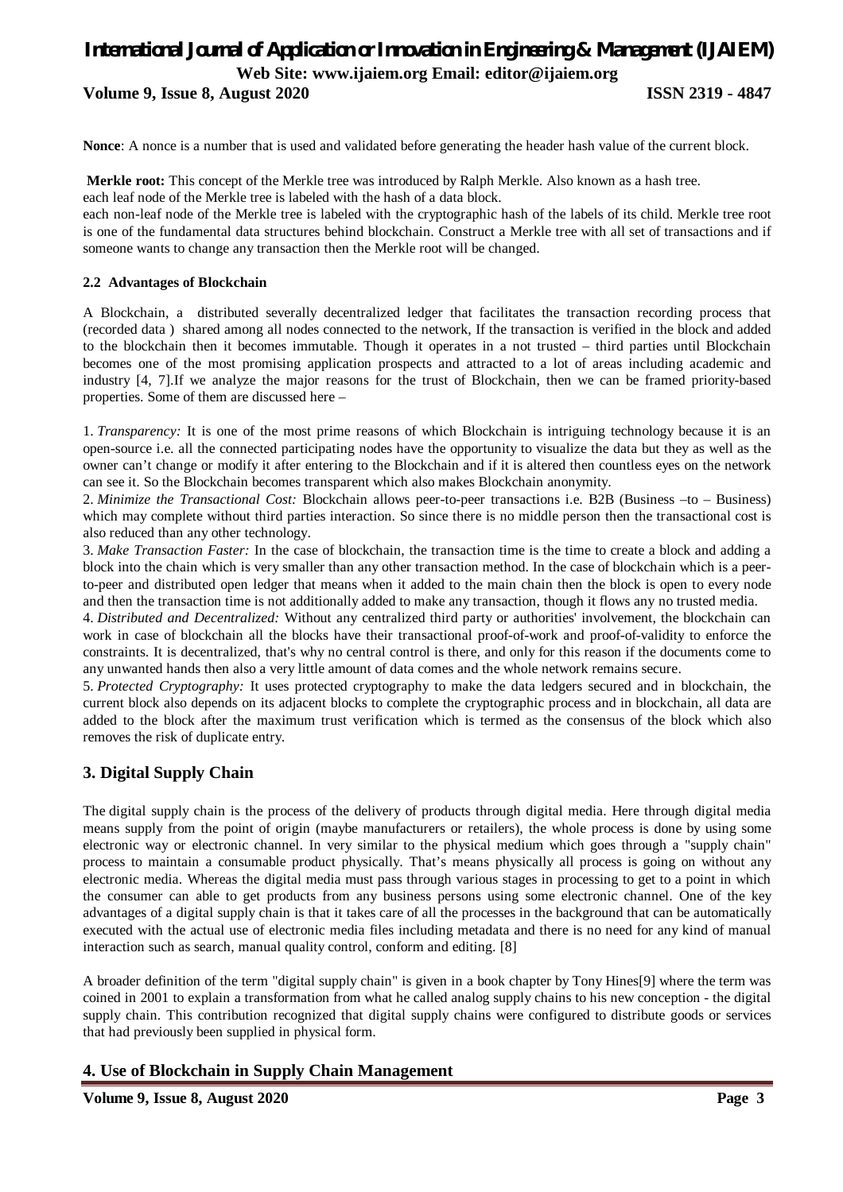**Nonce**: A nonce is a number that is used and validated before generating the header hash value of the current block.

**Merkle root:** This concept of the Merkle tree was introduced by Ralph Merkle. Also known as a hash tree.
each leaf node of the Merkle tree is labeled with the hash of a data block.
each non-leaf node of the Merkle tree is labeled with the cryptographic hash of the labels of its child. Merkle tree root is one of the fundamental data structures behind blockchain. Construct a Merkle tree with all set of transactions and if someone wants to change any transaction then the Merkle root will be changed.

#### 2.2 Advantages of Blockchain

A Blockchain, a distributed severally decentralized ledger that facilitates the transaction recording process that (recorded data ) shared among all nodes connected to the network, If the transaction is verified in the block and added to the blockchain then it becomes immutable. Though it operates in a not trusted – third parties until Blockchain becomes one of the most promising application prospects and attracted to a lot of areas including academic and industry [4, 7].If we analyze the major reasons for the trust of Blockchain, then we can be framed priority-based properties. Some of them are discussed here –

1. *Transparency:* It is one of the most prime reasons of which Blockchain is intriguing technology because it is an open-source i.e. all the connected participating nodes have the opportunity to visualize the data but they as well as the owner can't change or modify it after entering to the Blockchain and if it is altered then countless eyes on the network can see it. So the Blockchain becomes transparent which also makes Blockchain anonymity.
2. *Minimize the Transactional Cost:* Blockchain allows peer-to-peer transactions i.e. B2B (Business –to – Business) which may complete without third parties interaction. So since there is no middle person then the transactional cost is also reduced than any other technology.
3. *Make Transaction Faster:* In the case of blockchain, the transaction time is the time to create a block and adding a block into the chain which is very smaller than any other transaction method. In the case of blockchain which is a peer-to-peer and distributed open ledger that means when it added to the main chain then the block is open to every node and then the transaction time is not additionally added to make any transaction, though it flows any no trusted media.
4. *Distributed and Decentralized:* Without any centralized third party or authorities' involvement, the blockchain can work in case of blockchain all the blocks have their transactional proof-of-work and proof-of-validity to enforce the constraints. It is decentralized, that's why no central control is there, and only for this reason if the documents come to any unwanted hands then also a very little amount of data comes and the whole network remains secure.
5. *Protected Cryptography:* It uses protected cryptography to make the data ledgers secured and in blockchain, the current block also depends on its adjacent blocks to complete the cryptographic process and in blockchain, all data are added to the block after the maximum trust verification which is termed as the consensus of the block which also removes the risk of duplicate entry.

## 3. Digital Supply Chain

The digital supply chain is the process of the delivery of products through digital media. Here through digital media means supply from the point of origin (maybe manufacturers or retailers), the whole process is done by using some electronic way or electronic channel. In very similar to the physical medium which goes through a "supply chain" process to maintain a consumable product physically. That's means physically all process is going on without any electronic media. Whereas the digital media must pass through various stages in processing to get to a point in which the consumer can able to get products from any business persons using some electronic channel. One of the key advantages of a digital supply chain is that it takes care of all the processes in the background that can be automatically executed with the actual use of electronic media files including metadata and there is no need for any kind of manual interaction such as search, manual quality control, conform and editing. [8]

A broader definition of the term "digital supply chain" is given in a book chapter by Tony Hines[9] where the term was coined in 2001 to explain a transformation from what he called analog supply chains to his new conception - the digital supply chain. This contribution recognized that digital supply chains were configured to distribute goods or services that had previously been supplied in physical form.

## 4. Use of Blockchain in Supply Chain Management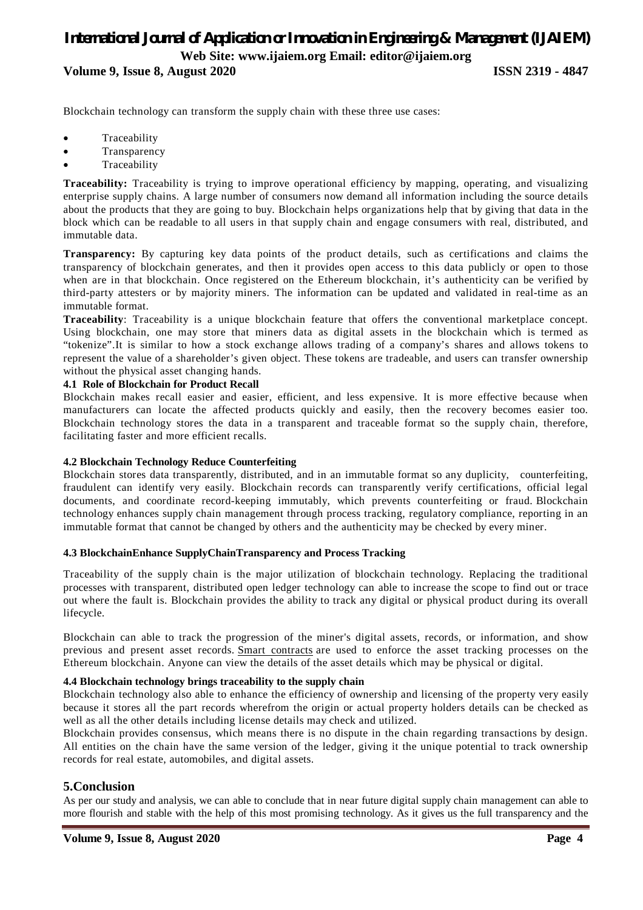Blockchain technology can transform the supply chain with these three use cases:

- Traceability
- Transparency
- Traceability

**Traceability:** Traceability is trying to improve operational efficiency by mapping, operating, and visualizing enterprise supply chains. A large number of consumers now demand all information including the source details about the products that they are going to buy. Blockchain helps organizations help that by giving that data in the block which can be readable to all users in that supply chain and engage consumers with real, distributed, and immutable data.

**Transparency:** By capturing key data points of the product details, such as certifications and claims the transparency of blockchain generates, and then it provides open access to this data publicly or open to those when are in that blockchain. Once registered on the Ethereum blockchain, it's authenticity can be verified by third-party attesters or by majority miners. The information can be updated and validated in real-time as an immutable format.

**Traceability**: Traceability is a unique blockchain feature that offers the conventional marketplace concept. Using blockchain, one may store that miners data as digital assets in the blockchain which is termed as "tokenize".It is similar to how a stock exchange allows trading of a company's shares and allows tokens to represent the value of a shareholder's given object. These tokens are tradeable, and users can transfer ownership without the physical asset changing hands.

### 4.1 Role of Blockchain for Product Recall

Blockchain makes recall easier and easier, efficient, and less expensive. It is more effective because when manufacturers can locate the affected products quickly and easily, then the recovery becomes easier too. Blockchain technology stores the data in a transparent and traceable format so the supply chain, therefore, facilitating faster and more efficient recalls.

### 4.2 Blockchain Technology Reduce Counterfeiting

Blockchain stores data transparently, distributed, and in an immutable format so any duplicity, counterfeiting, fraudulent can identify very easily. Blockchain records can transparently verify certifications, official legal documents, and coordinate record-keeping immutably, which prevents counterfeiting or fraud. Blockchain technology enhances supply chain management through process tracking, regulatory compliance, reporting in an immutable format that cannot be changed by others and the authenticity may be checked by every miner.

### 4.3 BlockchainEnhance SupplyChainTransparency and Process Tracking

Traceability of the supply chain is the major utilization of blockchain technology. Replacing the traditional processes with transparent, distributed open ledger technology can able to increase the scope to find out or trace out where the fault is. Blockchain provides the ability to track any digital or physical product during its overall lifecycle.

Blockchain can able to track the progression of the miner's digital assets, records, or information, and show previous and present asset records. Smart contracts are used to enforce the asset tracking processes on the Ethereum blockchain. Anyone can view the details of the asset details which may be physical or digital.

### 4.4 Blockchain technology brings traceability to the supply chain

Blockchain technology also able to enhance the efficiency of ownership and licensing of the property very easily because it stores all the part records wherefrom the origin or actual property holders details can be checked as well as all the other details including license details may check and utilized.

Blockchain provides consensus, which means there is no dispute in the chain regarding transactions by design. All entities on the chain have the same version of the ledger, giving it the unique potential to track ownership records for real estate, automobiles, and digital assets.

## 5.Conclusion

As per our study and analysis, we can able to conclude that in near future digital supply chain management can able to more flourish and stable with the help of this most promising technology. As it gives us the full transparency and the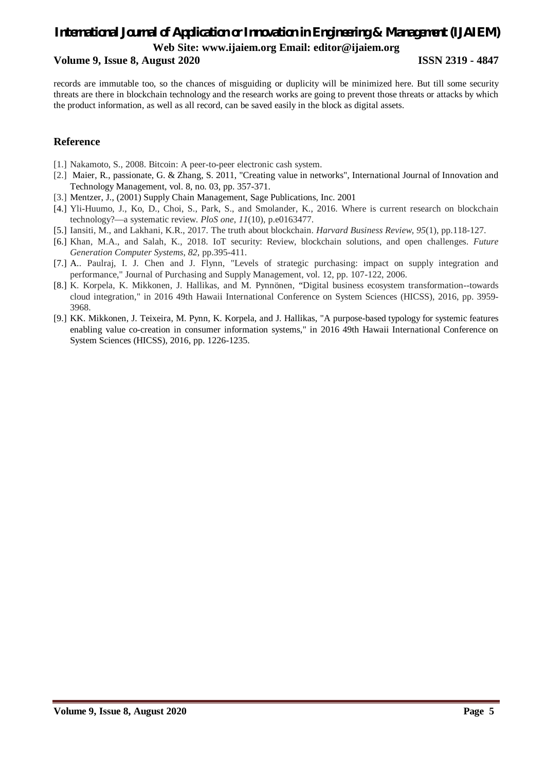records are immutable too, so the chances of misguiding or duplicity will be minimized here. But till some security threats are there in blockchain technology and the research works are going to prevent those threats or attacks by which the product information, as well as all record, can be saved easily in the block as digital assets.

## Reference

[1.] Nakamoto, S., 2008. Bitcoin: A peer-to-peer electronic cash system.

[2.] Maier, R., passionate, G. & Zhang, S. 2011, "Creating value in networks", International Journal of Innovation and Technology Management, vol. 8, no. 03, pp. 357-371.

[3.] Mentzer, J., (2001) Supply Chain Management, Sage Publications, Inc. 2001

[4.] Yli-Huumo, J., Ko, D., Choi, S., Park, S., and Smolander, K., 2016. Where is current research on blockchain technology?—a systematic review. *PloS one*, *11*(10), p.e0163477.

[5.] Iansiti, M., and Lakhani, K.R., 2017. The truth about blockchain. *Harvard Business Review*, *95*(1), pp.118-127.

[6.] Khan, M.A., and Salah, K., 2018. IoT security: Review, blockchain solutions, and open challenges. *Future Generation Computer Systems*, *82*, pp.395-411.

[7.] A.. Paulraj, I. J. Chen and J. Flynn, "Levels of strategic purchasing: impact on supply integration and performance," Journal of Purchasing and Supply Management, vol. 12, pp. 107-122, 2006.

[8.] K. Korpela, K. Mikkonen, J. Hallikas, and M. Pynnönen, "Digital business ecosystem transformation--towards cloud integration," in 2016 49th Hawaii International Conference on System Sciences (HICSS), 2016, pp. 3959-3968.

[9.] KK. Mikkonen, J. Teixeira, M. Pynn, K. Korpela, and J. Hallikas, "A purpose-based typology for systemic features enabling value co-creation in consumer information systems," in 2016 49th Hawaii International Conference on System Sciences (HICSS), 2016, pp. 1226-1235.